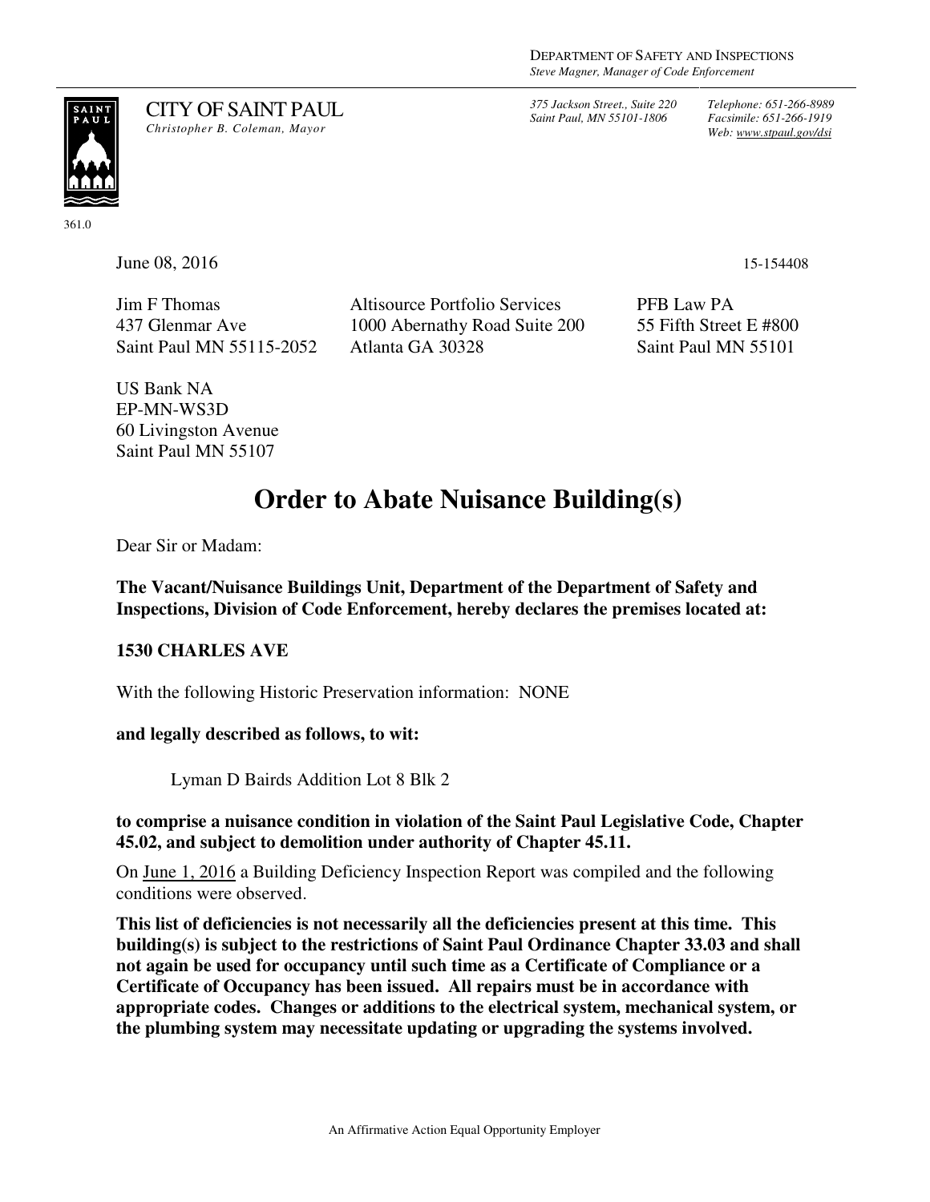DEPARTMENT OF SAFETY AND INSPECTIONS
*Steve Magner, Manager of Code Enforcement*

CITY OF SAINT PAUL
*Christopher B. Coleman, Mayor*

*375 Jackson Street., Suite 220*
*Saint Paul, MN 55101-1806*

*Telephone: 651-266-8989*
*Facsimile: 651-266-1919*
*Web: www.stpaul.gov/dsi*

361.0

June 08, 2016

15-154408

Jim F Thomas
437 Glenmar Ave
Saint Paul MN 55115-2052

Altisource Portfolio Services
1000 Abernathy Road Suite 200
Atlanta GA 30328

PFB Law PA
55 Fifth Street E #800
Saint Paul MN 55101

US Bank NA
EP-MN-WS3D
60 Livingston Avenue
Saint Paul MN 55107

# Order to Abate Nuisance Building(s)

Dear Sir or Madam:

**The Vacant/Nuisance Buildings Unit, Department of the Department of Safety and Inspections, Division of Code Enforcement, hereby declares the premises located at:**

**1530 CHARLES AVE**

With the following Historic Preservation information: NONE

**and legally described as follows, to wit:**

Lyman D Bairds Addition Lot 8 Blk 2

**to comprise a nuisance condition in violation of the Saint Paul Legislative Code, Chapter 45.02, and subject to demolition under authority of Chapter 45.11.**

On June 1, 2016 a Building Deficiency Inspection Report was compiled and the following conditions were observed.

**This list of deficiencies is not necessarily all the deficiencies present at this time. This building(s) is subject to the restrictions of Saint Paul Ordinance Chapter 33.03 and shall not again be used for occupancy until such time as a Certificate of Compliance or a Certificate of Occupancy has been issued. All repairs must be in accordance with appropriate codes. Changes or additions to the electrical system, mechanical system, or the plumbing system may necessitate updating or upgrading the systems involved.**

An Affirmative Action Equal Opportunity Employer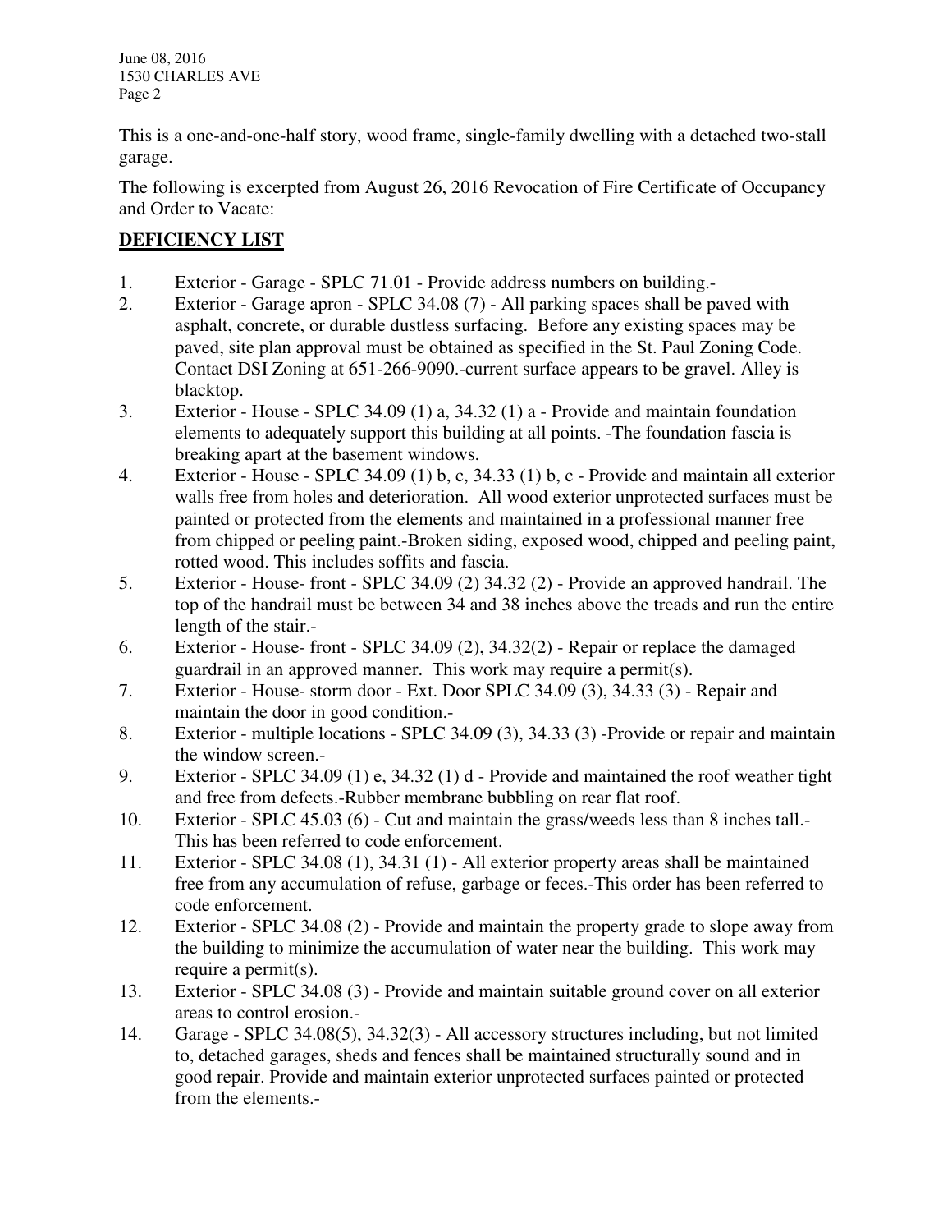This is a one-and-one-half story, wood frame, single-family dwelling with a detached two-stall garage.

The following is excerpted from August 26, 2016 Revocation of Fire Certificate of Occupancy and Order to Vacate:

## **DEFICIENCY LIST**

1. Exterior - Garage - SPLC 71.01 - Provide address numbers on building.-
2. Exterior - Garage apron - SPLC 34.08 (7) - All parking spaces shall be paved with asphalt, concrete, or durable dustless surfacing. Before any existing spaces may be paved, site plan approval must be obtained as specified in the St. Paul Zoning Code. Contact DSI Zoning at 651-266-9090.-current surface appears to be gravel. Alley is blacktop.
3. Exterior - House - SPLC 34.09 (1) a, 34.32 (1) a - Provide and maintain foundation elements to adequately support this building at all points. -The foundation fascia is breaking apart at the basement windows.
4. Exterior - House - SPLC 34.09 (1) b, c, 34.33 (1) b, c - Provide and maintain all exterior walls free from holes and deterioration. All wood exterior unprotected surfaces must be painted or protected from the elements and maintained in a professional manner free from chipped or peeling paint.-Broken siding, exposed wood, chipped and peeling paint, rotted wood. This includes soffits and fascia.
5. Exterior - House- front - SPLC 34.09 (2) 34.32 (2) - Provide an approved handrail. The top of the handrail must be between 34 and 38 inches above the treads and run the entire length of the stair.-
6. Exterior - House- front - SPLC 34.09 (2), 34.32(2) - Repair or replace the damaged guardrail in an approved manner. This work may require a permit(s).
7. Exterior - House- storm door - Ext. Door SPLC 34.09 (3), 34.33 (3) - Repair and maintain the door in good condition.-
8. Exterior - multiple locations - SPLC 34.09 (3), 34.33 (3) -Provide or repair and maintain the window screen.-
9. Exterior - SPLC 34.09 (1) e, 34.32 (1) d - Provide and maintained the roof weather tight and free from defects.-Rubber membrane bubbling on rear flat roof.
10. Exterior - SPLC 45.03 (6) - Cut and maintain the grass/weeds less than 8 inches tall.-This has been referred to code enforcement.
11. Exterior - SPLC 34.08 (1), 34.31 (1) - All exterior property areas shall be maintained free from any accumulation of refuse, garbage or feces.-This order has been referred to code enforcement.
12. Exterior - SPLC 34.08 (2) - Provide and maintain the property grade to slope away from the building to minimize the accumulation of water near the building. This work may require a permit(s).
13. Exterior - SPLC 34.08 (3) - Provide and maintain suitable ground cover on all exterior areas to control erosion.-
14. Garage - SPLC 34.08(5), 34.32(3) - All accessory structures including, but not limited to, detached garages, sheds and fences shall be maintained structurally sound and in good repair. Provide and maintain exterior unprotected surfaces painted or protected from the elements.-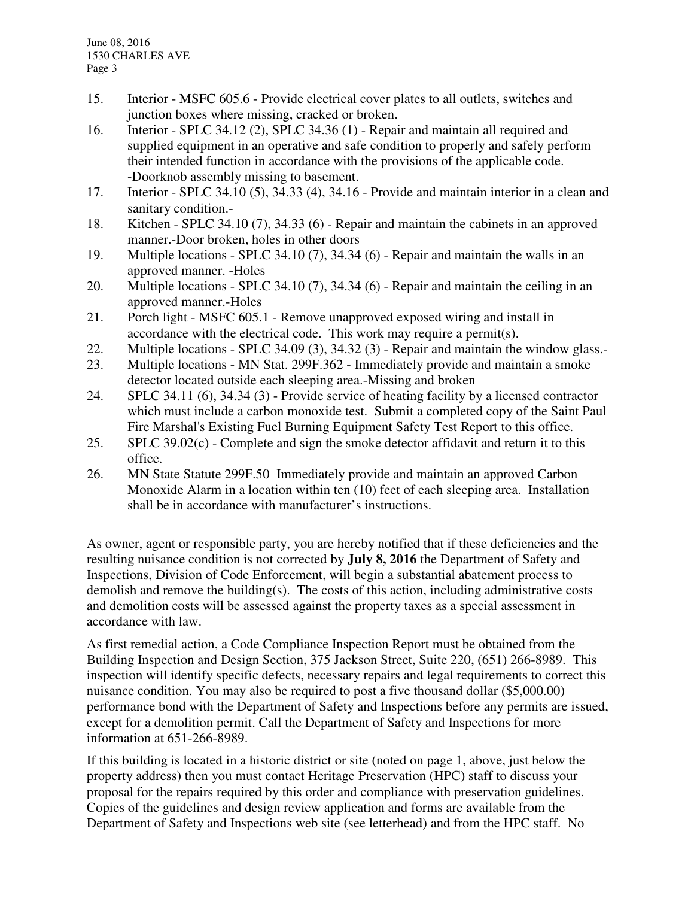15. Interior - MSFC 605.6 - Provide electrical cover plates to all outlets, switches and junction boxes where missing, cracked or broken.
16. Interior - SPLC 34.12 (2), SPLC 34.36 (1) - Repair and maintain all required and supplied equipment in an operative and safe condition to properly and safely perform their intended function in accordance with the provisions of the applicable code. -Doorknob assembly missing to basement.
17. Interior - SPLC 34.10 (5), 34.33 (4), 34.16 - Provide and maintain interior in a clean and sanitary condition.-
18. Kitchen - SPLC 34.10 (7), 34.33 (6) - Repair and maintain the cabinets in an approved manner.-Door broken, holes in other doors
19. Multiple locations - SPLC 34.10 (7), 34.34 (6) - Repair and maintain the walls in an approved manner. -Holes
20. Multiple locations - SPLC 34.10 (7), 34.34 (6) - Repair and maintain the ceiling in an approved manner.-Holes
21. Porch light - MSFC 605.1 - Remove unapproved exposed wiring and install in accordance with the electrical code. This work may require a permit(s).
22. Multiple locations - SPLC 34.09 (3), 34.32 (3) - Repair and maintain the window glass.-
23. Multiple locations - MN Stat. 299F.362 - Immediately provide and maintain a smoke detector located outside each sleeping area.-Missing and broken
24. SPLC 34.11 (6), 34.34 (3) - Provide service of heating facility by a licensed contractor which must include a carbon monoxide test. Submit a completed copy of the Saint Paul Fire Marshal's Existing Fuel Burning Equipment Safety Test Report to this office.
25. SPLC 39.02(c) - Complete and sign the smoke detector affidavit and return it to this office.
26. MN State Statute 299F.50 Immediately provide and maintain an approved Carbon Monoxide Alarm in a location within ten (10) feet of each sleeping area. Installation shall be in accordance with manufacturer's instructions.

As owner, agent or responsible party, you are hereby notified that if these deficiencies and the resulting nuisance condition is not corrected by **July 8, 2016** the Department of Safety and Inspections, Division of Code Enforcement, will begin a substantial abatement process to demolish and remove the building(s). The costs of this action, including administrative costs and demolition costs will be assessed against the property taxes as a special assessment in accordance with law.

As first remedial action, a Code Compliance Inspection Report must be obtained from the Building Inspection and Design Section, 375 Jackson Street, Suite 220, (651) 266-8989. This inspection will identify specific defects, necessary repairs and legal requirements to correct this nuisance condition. You may also be required to post a five thousand dollar ($5,000.00) performance bond with the Department of Safety and Inspections before any permits are issued, except for a demolition permit. Call the Department of Safety and Inspections for more information at 651-266-8989.

If this building is located in a historic district or site (noted on page 1, above, just below the property address) then you must contact Heritage Preservation (HPC) staff to discuss your proposal for the repairs required by this order and compliance with preservation guidelines. Copies of the guidelines and design review application and forms are available from the Department of Safety and Inspections web site (see letterhead) and from the HPC staff. No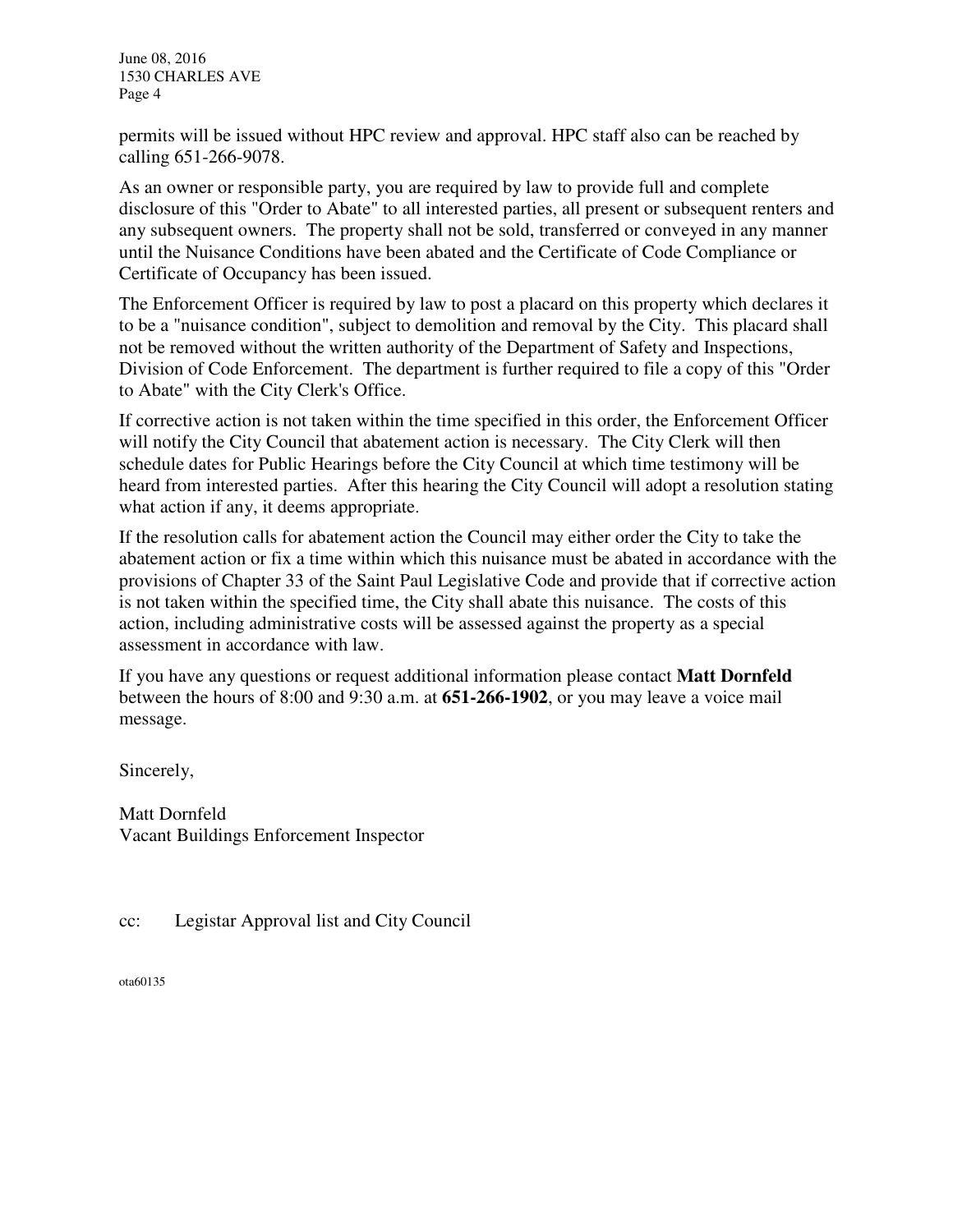permits will be issued without HPC review and approval. HPC staff also can be reached by calling 651-266-9078.

As an owner or responsible party, you are required by law to provide full and complete disclosure of this "Order to Abate" to all interested parties, all present or subsequent renters and any subsequent owners. The property shall not be sold, transferred or conveyed in any manner until the Nuisance Conditions have been abated and the Certificate of Code Compliance or Certificate of Occupancy has been issued.

The Enforcement Officer is required by law to post a placard on this property which declares it to be a "nuisance condition", subject to demolition and removal by the City. This placard shall not be removed without the written authority of the Department of Safety and Inspections, Division of Code Enforcement. The department is further required to file a copy of this "Order to Abate" with the City Clerk's Office.

If corrective action is not taken within the time specified in this order, the Enforcement Officer will notify the City Council that abatement action is necessary. The City Clerk will then schedule dates for Public Hearings before the City Council at which time testimony will be heard from interested parties. After this hearing the City Council will adopt a resolution stating what action if any, it deems appropriate.

If the resolution calls for abatement action the Council may either order the City to take the abatement action or fix a time within which this nuisance must be abated in accordance with the provisions of Chapter 33 of the Saint Paul Legislative Code and provide that if corrective action is not taken within the specified time, the City shall abate this nuisance. The costs of this action, including administrative costs will be assessed against the property as a special assessment in accordance with law.

If you have any questions or request additional information please contact **Matt Dornfeld** between the hours of 8:00 and 9:30 a.m. at **651-266-1902**, or you may leave a voice mail message.

Sincerely,

Matt Dornfeld
Vacant Buildings Enforcement Inspector

cc: Legistar Approval list and City Council

ota60135